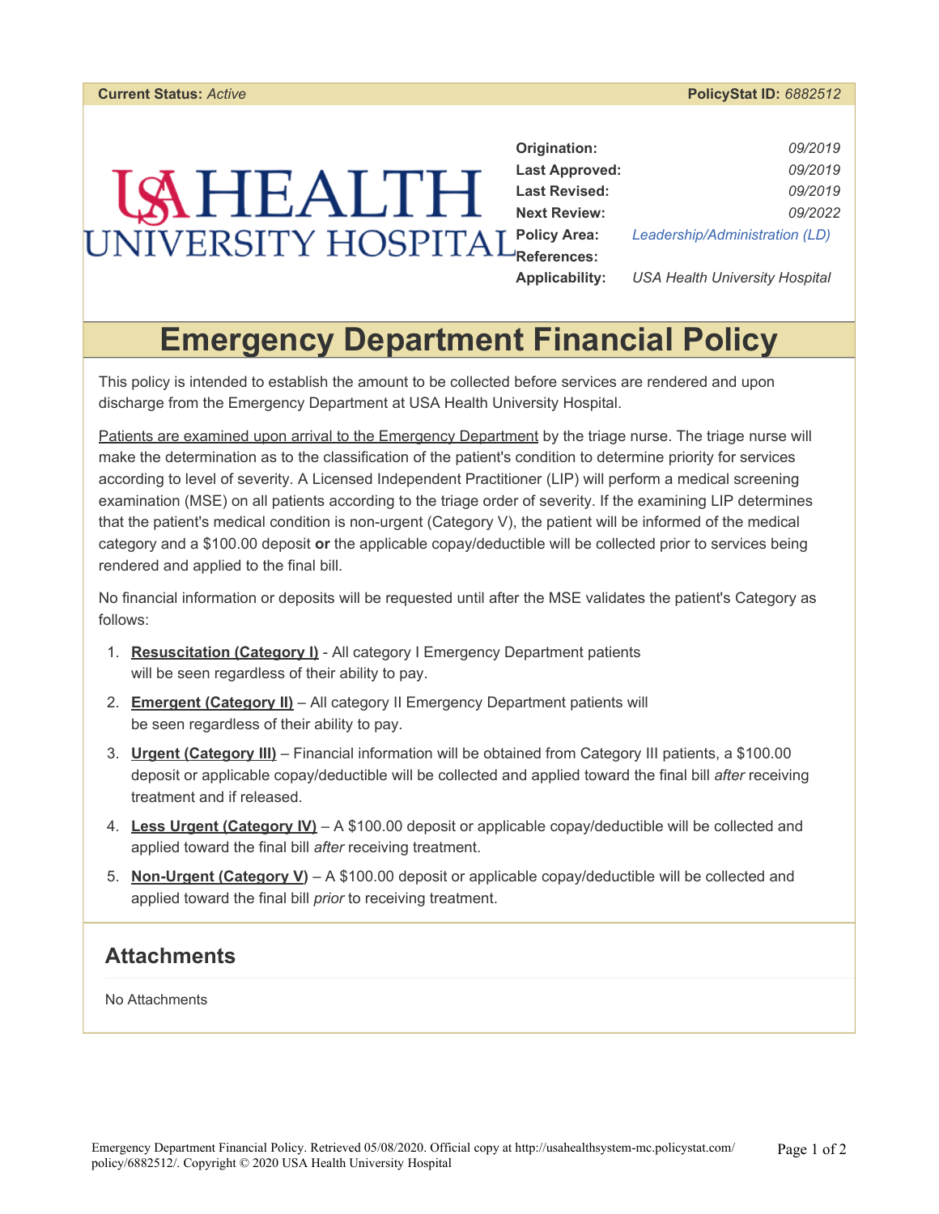**Current Status:** *Active* **PolicyStat ID:** *6882512*

USA HEALTH UNIVERSITY HOSPITAL

| | |
|---|---|
| **Origination:** | *09/2019* |
| **Last Approved:** | *09/2019* |
| **Last Revised:** | *09/2019* |
| **Next Review:** | *09/2022* |
| **Policy Area:** | *Leadership/Administration (LD)* |
| **References:** | |
| **Applicability:** | *USA Health University Hospital* |

# Emergency Department Financial Policy

This policy is intended to establish the amount to be collected before services are rendered and upon discharge from the Emergency Department at USA Health University Hospital.

Patients are examined upon arrival to the Emergency Department by the triage nurse. The triage nurse will make the determination as to the classification of the patient's condition to determine priority for services according to level of severity. A Licensed Independent Practitioner (LIP) will perform a medical screening examination (MSE) on all patients according to the triage order of severity. If the examining LIP determines that the patient's medical condition is non-urgent (Category V), the patient will be informed of the medical category and a $100.00 deposit **or** the applicable copay/deductible will be collected prior to services being rendered and applied to the final bill.

No financial information or deposits will be requested until after the MSE validates the patient's Category as follows:

1. **Resuscitation (Category I)** - All category I Emergency Department patients will be seen regardless of their ability to pay.
2. **Emergent (Category II)** – All category II Emergency Department patients will be seen regardless of their ability to pay.
3. **Urgent (Category III)** – Financial information will be obtained from Category III patients, a $100.00 deposit or applicable copay/deductible will be collected and applied toward the final bill *after* receiving treatment and if released.
4. **Less Urgent (Category IV)** – A $100.00 deposit or applicable copay/deductible will be collected and applied toward the final bill *after* receiving treatment.
5. **Non-Urgent (Category V)** – A $100.00 deposit or applicable copay/deductible will be collected and applied toward the final bill *prior* to receiving treatment.

## Attachments

No Attachments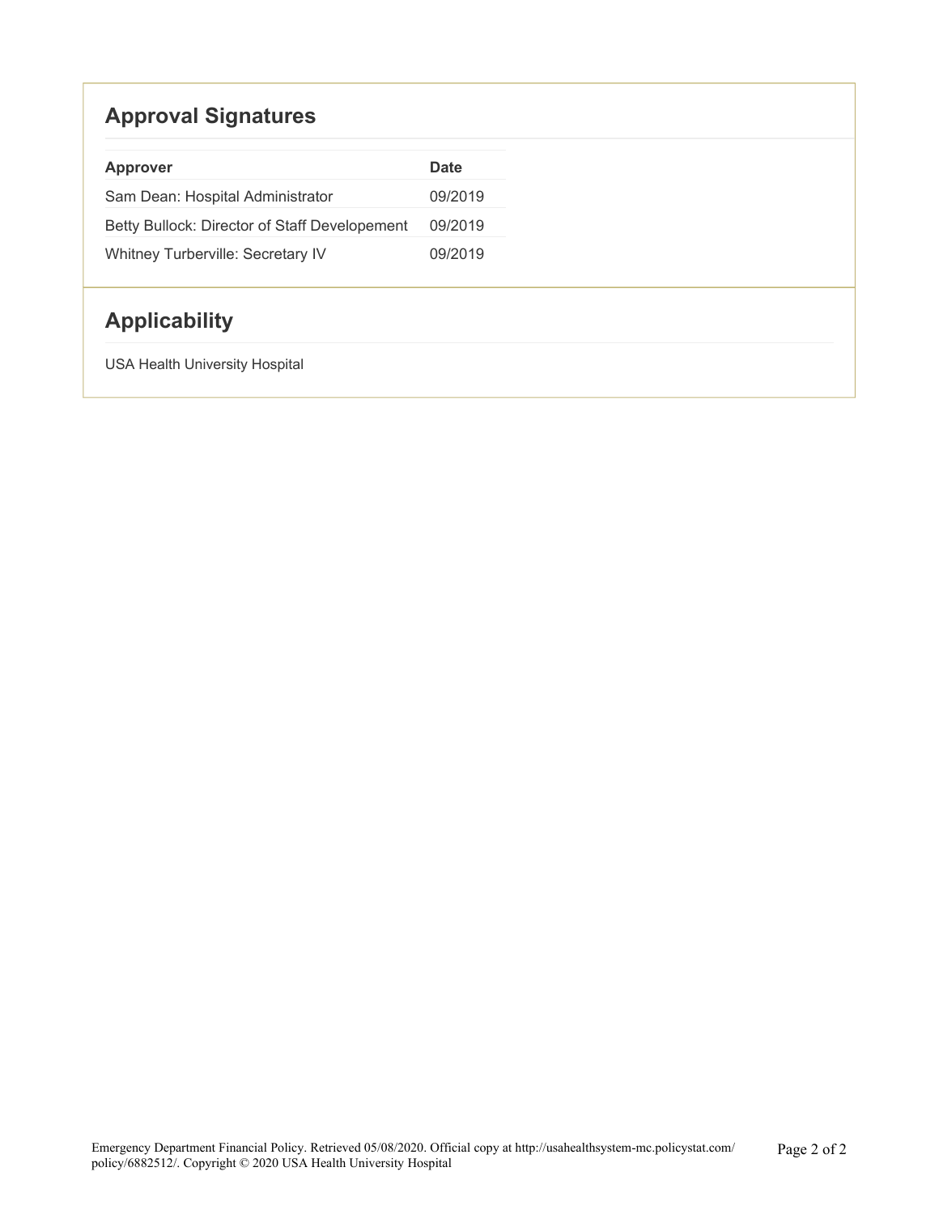## Approval Signatures

| Approver | Date |
| --- | --- |
| Sam Dean: Hospital Administrator | 09/2019 |
| Betty Bullock: Director of Staff Developement | 09/2019 |
| Whitney Turberville: Secretary IV | 09/2019 |

## Applicability

USA Health University Hospital